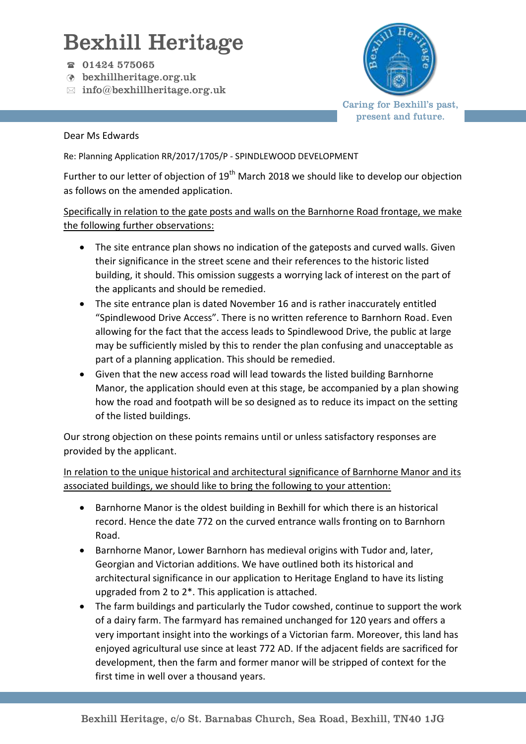# Bexhill Heritage

☎ 01424 575065
bexhillheritage.org.uk
✉ info@bexhillheritage.org.uk

Caring for Bexhill's past, present and future.

Dear Ms Edwards

Re: Planning Application RR/2017/1705/P - SPINDLEWOOD DEVELOPMENT

Further to our letter of objection of 19th March 2018 we should like to develop our objection as follows on the amended application.

<u>Specifically in relation to the gate posts and walls on the Barnhorne Road frontage, we make the following further observations:</u>

- The site entrance plan shows no indication of the gateposts and curved walls. Given their significance in the street scene and their references to the historic listed building, it should. This omission suggests a worrying lack of interest on the part of the applicants and should be remedied.
- The site entrance plan is dated November 16 and is rather inaccurately entitled "Spindlewood Drive Access". There is no written reference to Barnhorn Road. Even allowing for the fact that the access leads to Spindlewood Drive, the public at large may be sufficiently misled by this to render the plan confusing and unacceptable as part of a planning application. This should be remedied.
- Given that the new access road will lead towards the listed building Barnhorne Manor, the application should even at this stage, be accompanied by a plan showing how the road and footpath will be so designed as to reduce its impact on the setting of the listed buildings.

Our strong objection on these points remains until or unless satisfactory responses are provided by the applicant.

<u>In relation to the unique historical and architectural significance of Barnhorne Manor and its associated buildings, we should like to bring the following to your attention:</u>

- Barnhorne Manor is the oldest building in Bexhill for which there is an historical record. Hence the date 772 on the curved entrance walls fronting on to Barnhorn Road.
- Barnhorne Manor, Lower Barnhorn has medieval origins with Tudor and, later, Georgian and Victorian additions. We have outlined both its historical and architectural significance in our application to Heritage England to have its listing upgraded from 2 to 2*. This application is attached.
- The farm buildings and particularly the Tudor cowshed, continue to support the work of a dairy farm. The farmyard has remained unchanged for 120 years and offers a very important insight into the workings of a Victorian farm. Moreover, this land has enjoyed agricultural use since at least 772 AD. If the adjacent fields are sacrificed for development, then the farm and former manor will be stripped of context for the first time in well over a thousand years.

Bexhill Heritage, c/o St. Barnabas Church, Sea Road, Bexhill, TN40 1JG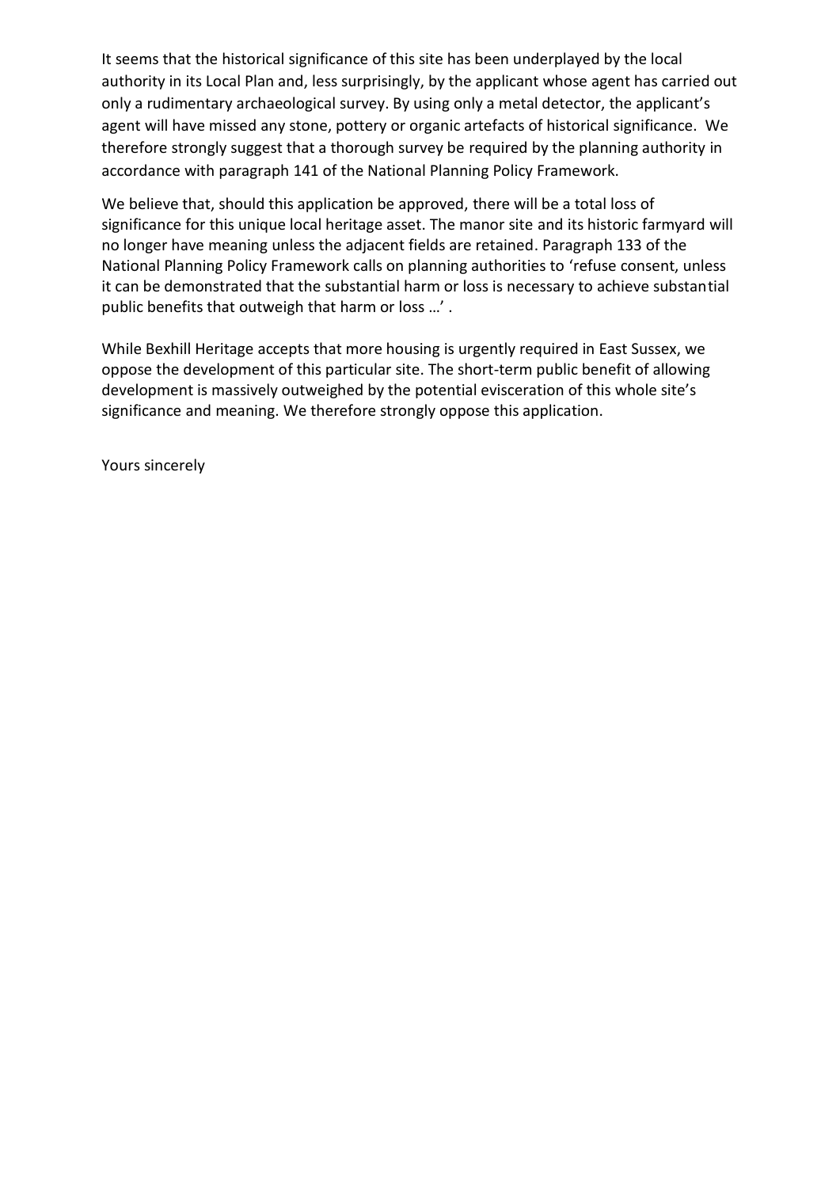It seems that the historical significance of this site has been underplayed by the local authority in its Local Plan and, less surprisingly, by the applicant whose agent has carried out only a rudimentary archaeological survey. By using only a metal detector, the applicant's agent will have missed any stone, pottery or organic artefacts of historical significance. We therefore strongly suggest that a thorough survey be required by the planning authority in accordance with paragraph 141 of the National Planning Policy Framework.

We believe that, should this application be approved, there will be a total loss of significance for this unique local heritage asset. The manor site and its historic farmyard will no longer have meaning unless the adjacent fields are retained. Paragraph 133 of the National Planning Policy Framework calls on planning authorities to 'refuse consent, unless it can be demonstrated that the substantial harm or loss is necessary to achieve substantial public benefits that outweigh that harm or loss …' .

While Bexhill Heritage accepts that more housing is urgently required in East Sussex, we oppose the development of this particular site. The short-term public benefit of allowing development is massively outweighed by the potential evisceration of this whole site's significance and meaning. We therefore strongly oppose this application.

Yours sincerely